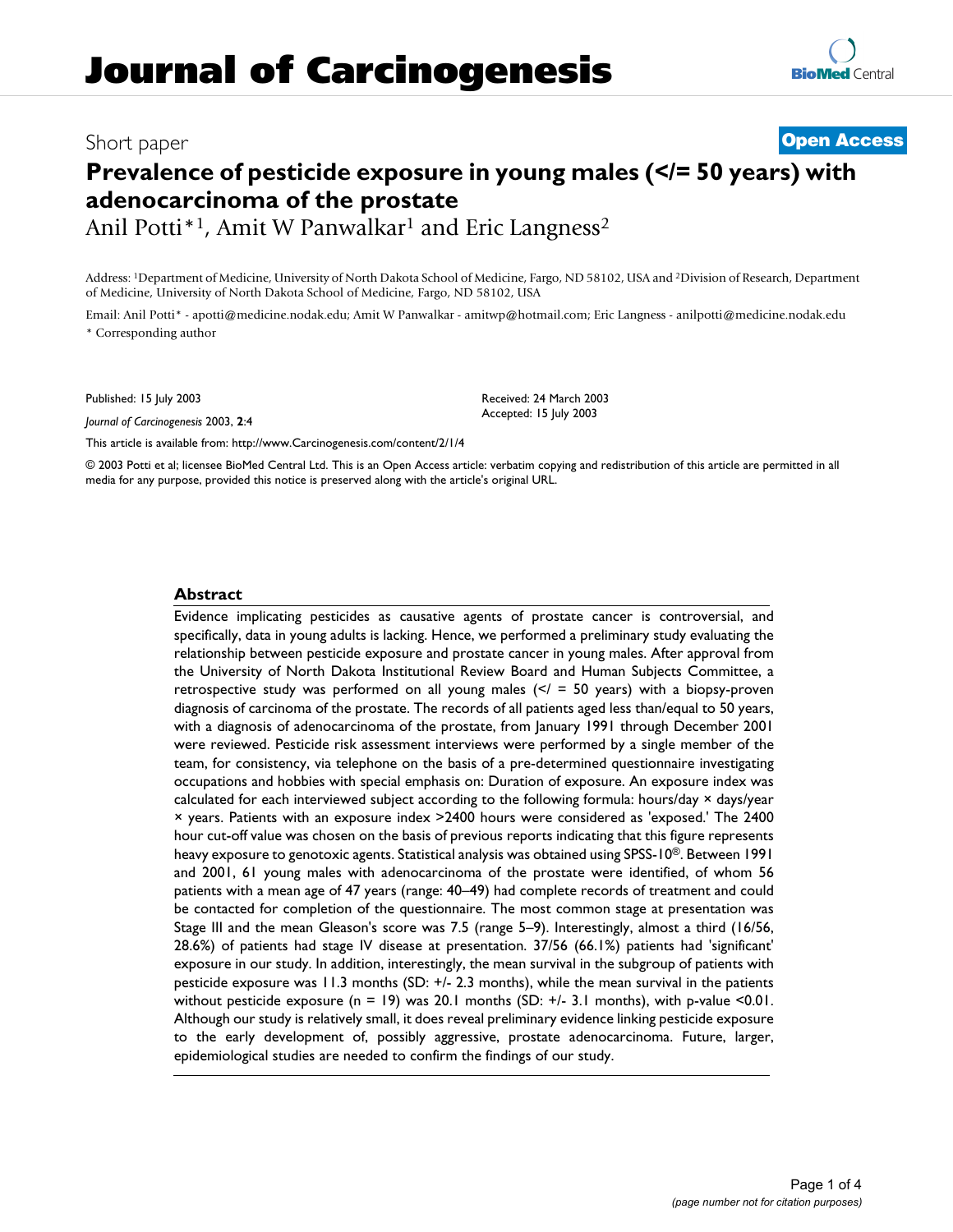# Journal of Carcinogenesis

Short paper **Open Access**

## Prevalence of pesticide exposure in young males (</= 50 years) with adenocarcinoma of the prostate

Anil Potti*[1], Amit W Panwalkar[1] and Eric Langness[2]

Address: [1]Department of Medicine, University of North Dakota School of Medicine, Fargo, ND 58102, USA and [2]Division of Research, Department of Medicine, University of North Dakota School of Medicine, Fargo, ND 58102, USA

Email: Anil Potti* - apotti@medicine.nodak.edu; Amit W Panwalkar - amitwp@hotmail.com; Eric Langness - anilpotti@medicine.nodak.edu

\* Corresponding author

Published: 15 July 2003

*Journal of Carcinogenesis* 2003, **2**:4

Received: 24 March 2003
Accepted: 15 July 2003

This article is available from: http://www.Carcinogenesis.com/content/2/1/4

© 2003 Potti et al; licensee BioMed Central Ltd. This is an Open Access article: verbatim copying and redistribution of this article are permitted in all media for any purpose, provided this notice is preserved along with the article's original URL.

### Abstract

Evidence implicating pesticides as causative agents of prostate cancer is controversial, and specifically, data in young adults is lacking. Hence, we performed a preliminary study evaluating the relationship between pesticide exposure and prostate cancer in young males. After approval from the University of North Dakota Institutional Review Board and Human Subjects Committee, a retrospective study was performed on all young males (</ = 50 years) with a biopsy-proven diagnosis of carcinoma of the prostate. The records of all patients aged less than/equal to 50 years, with a diagnosis of adenocarcinoma of the prostate, from January 1991 through December 2001 were reviewed. Pesticide risk assessment interviews were performed by a single member of the team, for consistency, via telephone on the basis of a pre-determined questionnaire investigating occupations and hobbies with special emphasis on: Duration of exposure. An exposure index was calculated for each interviewed subject according to the following formula: hours/day × days/year × years. Patients with an exposure index >2400 hours were considered as 'exposed.' The 2400 hour cut-off value was chosen on the basis of previous reports indicating that this figure represents heavy exposure to genotoxic agents. Statistical analysis was obtained using SPSS-10®. Between 1991 and 2001, 61 young males with adenocarcinoma of the prostate were identified, of whom 56 patients with a mean age of 47 years (range: 40–49) had complete records of treatment and could be contacted for completion of the questionnaire. The most common stage at presentation was Stage III and the mean Gleason's score was 7.5 (range 5–9). Interestingly, almost a third (16/56, 28.6%) of patients had stage IV disease at presentation. 37/56 (66.1%) patients had 'significant' exposure in our study. In addition, interestingly, the mean survival in the subgroup of patients with pesticide exposure was 11.3 months (SD: +/- 2.3 months), while the mean survival in the patients without pesticide exposure (n = 19) was 20.1 months (SD: +/- 3.1 months), with p-value <0.01. Although our study is relatively small, it does reveal preliminary evidence linking pesticide exposure to the early development of, possibly aggressive, prostate adenocarcinoma. Future, larger, epidemiological studies are needed to confirm the findings of our study.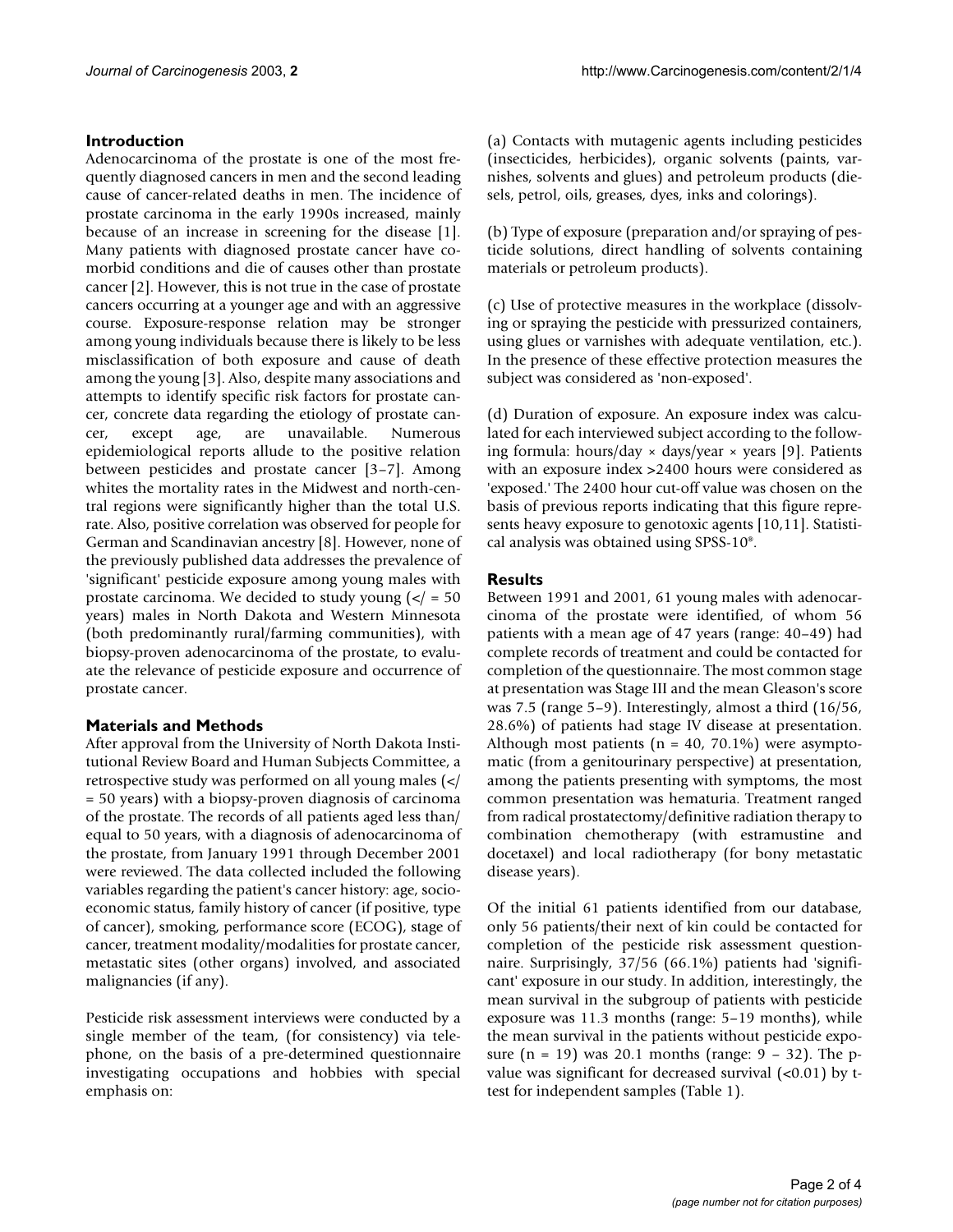## Introduction

Adenocarcinoma of the prostate is one of the most frequently diagnosed cancers in men and the second leading cause of cancer-related deaths in men. The incidence of prostate carcinoma in the early 1990s increased, mainly because of an increase in screening for the disease [1]. Many patients with diagnosed prostate cancer have co-morbid conditions and die of causes other than prostate cancer [2]. However, this is not true in the case of prostate cancers occurring at a younger age and with an aggressive course. Exposure-response relation may be stronger among young individuals because there is likely to be less misclassification of both exposure and cause of death among the young [3]. Also, despite many associations and attempts to identify specific risk factors for prostate cancer, concrete data regarding the etiology of prostate cancer, except age, are unavailable. Numerous epidemiological reports allude to the positive relation between pesticides and prostate cancer [3–7]. Among whites the mortality rates in the Midwest and north-central regions were significantly higher than the total U.S. rate. Also, positive correlation was observed for people for German and Scandinavian ancestry [8]. However, none of the previously published data addresses the prevalence of 'significant' pesticide exposure among young males with prostate carcinoma. We decided to study young (</ = 50 years) males in North Dakota and Western Minnesota (both predominantly rural/farming communities), with biopsy-proven adenocarcinoma of the prostate, to evaluate the relevance of pesticide exposure and occurrence of prostate cancer.

## Materials and Methods

After approval from the University of North Dakota Institutional Review Board and Human Subjects Committee, a retrospective study was performed on all young males (</ = 50 years) with a biopsy-proven diagnosis of carcinoma of the prostate. The records of all patients aged less than/ equal to 50 years, with a diagnosis of adenocarcinoma of the prostate, from January 1991 through December 2001 were reviewed. The data collected included the following variables regarding the patient's cancer history: age, socio-economic status, family history of cancer (if positive, type of cancer), smoking, performance score (ECOG), stage of cancer, treatment modality/modalities for prostate cancer, metastatic sites (other organs) involved, and associated malignancies (if any).

Pesticide risk assessment interviews were conducted by a single member of the team, (for consistency) via telephone, on the basis of a pre-determined questionnaire investigating occupations and hobbies with special emphasis on:

(a) Contacts with mutagenic agents including pesticides (insecticides, herbicides), organic solvents (paints, varnishes, solvents and glues) and petroleum products (diesels, petrol, oils, greases, dyes, inks and colorings).

(b) Type of exposure (preparation and/or spraying of pesticide solutions, direct handling of solvents containing materials or petroleum products).

(c) Use of protective measures in the workplace (dissolving or spraying the pesticide with pressurized containers, using glues or varnishes with adequate ventilation, etc.). In the presence of these effective protection measures the subject was considered as 'non-exposed'.

(d) Duration of exposure. An exposure index was calculated for each interviewed subject according to the following formula: hours/day × days/year × years [9]. Patients with an exposure index >2400 hours were considered as 'exposed.' The 2400 hour cut-off value was chosen on the basis of previous reports indicating that this figure represents heavy exposure to genotoxic agents [10,11]. Statistical analysis was obtained using SPSS-10®.

## Results

Between 1991 and 2001, 61 young males with adenocarcinoma of the prostate were identified, of whom 56 patients with a mean age of 47 years (range: 40–49) had complete records of treatment and could be contacted for completion of the questionnaire. The most common stage at presentation was Stage III and the mean Gleason's score was 7.5 (range 5–9). Interestingly, almost a third (16/56, 28.6%) of patients had stage IV disease at presentation. Although most patients (n = 40, 70.1%) were asymptomatic (from a genitourinary perspective) at presentation, among the patients presenting with symptoms, the most common presentation was hematuria. Treatment ranged from radical prostatectomy/definitive radiation therapy to combination chemotherapy (with estramustine and docetaxel) and local radiotherapy (for bony metastatic disease years).

Of the initial 61 patients identified from our database, only 56 patients/their next of kin could be contacted for completion of the pesticide risk assessment questionnaire. Surprisingly, 37/56 (66.1%) patients had 'significant' exposure in our study. In addition, interestingly, the mean survival in the subgroup of patients with pesticide exposure was 11.3 months (range: 5–19 months), while the mean survival in the patients without pesticide exposure (n = 19) was 20.1 months (range: 9 – 32). The p-value was significant for decreased survival (<0.01) by t-test for independent samples (Table 1).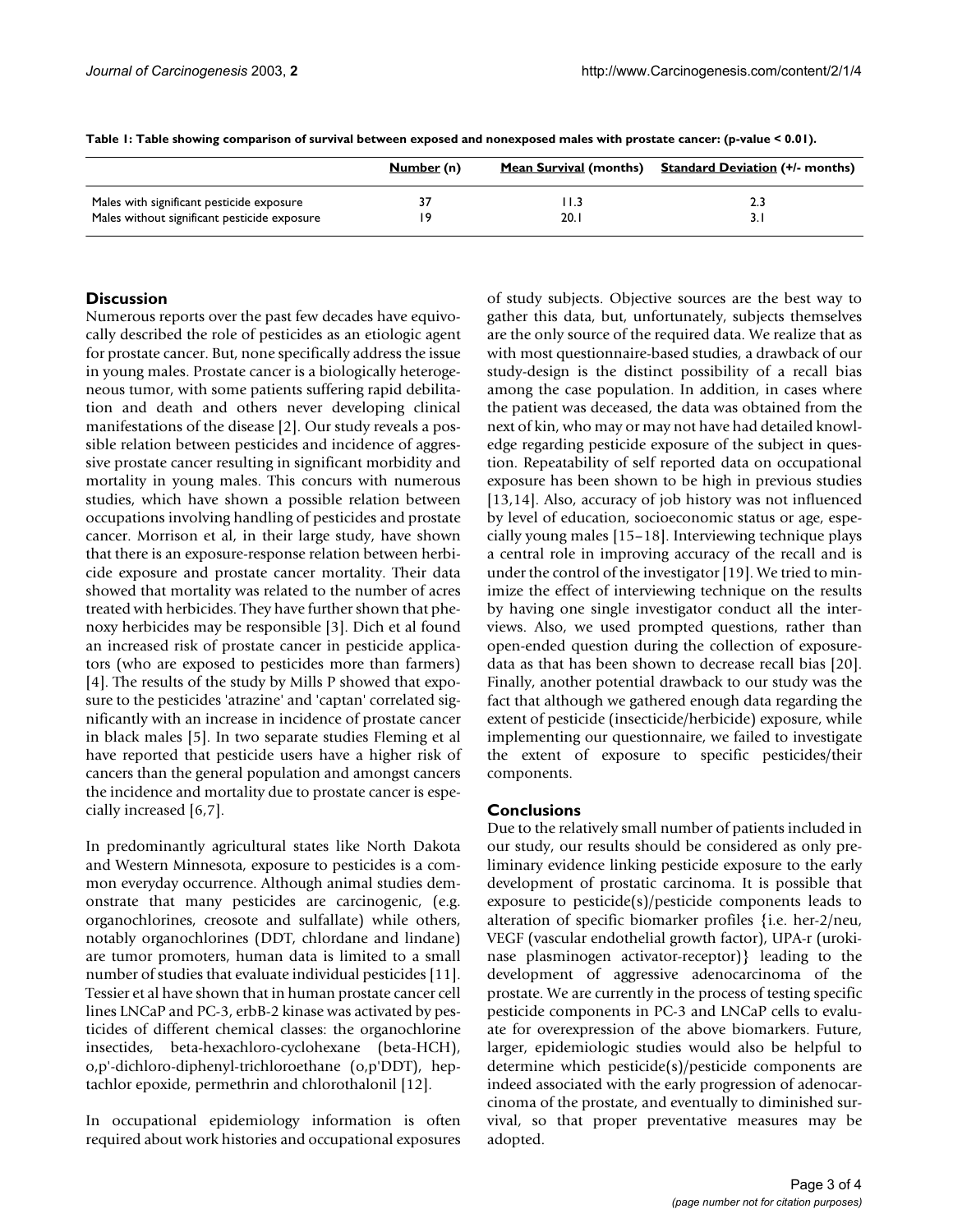**Table 1: Table showing comparison of survival between exposed and nonexposed males with prostate cancer: (p-value < 0.01).**

| | Number (n) | Mean Survival (months) | Standard Deviation (+/- months) |
|---|---|---|---|
| Males with significant pesticide exposure | 37 | 11.3 | 2.3 |
| Males without significant pesticide exposure | 19 | 20.1 | 3.1 |

## Discussion

Numerous reports over the past few decades have equivocally described the role of pesticides as an etiologic agent for prostate cancer. But, none specifically address the issue in young males. Prostate cancer is a biologically heterogeneous tumor, with some patients suffering rapid debilitation and death and others never developing clinical manifestations of the disease [2]. Our study reveals a possible relation between pesticides and incidence of aggressive prostate cancer resulting in significant morbidity and mortality in young males. This concurs with numerous studies, which have shown a possible relation between occupations involving handling of pesticides and prostate cancer. Morrison et al, in their large study, have shown that there is an exposure-response relation between herbicide exposure and prostate cancer mortality. Their data showed that mortality was related to the number of acres treated with herbicides. They have further shown that phenoxy herbicides may be responsible [3]. Dich et al found an increased risk of prostate cancer in pesticide applicators (who are exposed to pesticides more than farmers) [4]. The results of the study by Mills P showed that exposure to the pesticides 'atrazine' and 'captan' correlated significantly with an increase in incidence of prostate cancer in black males [5]. In two separate studies Fleming et al have reported that pesticide users have a higher risk of cancers than the general population and amongst cancers the incidence and mortality due to prostate cancer is especially increased [6,7].

In predominantly agricultural states like North Dakota and Western Minnesota, exposure to pesticides is a common everyday occurrence. Although animal studies demonstrate that many pesticides are carcinogenic, (e.g. organochlorines, creosote and sulfallate) while others, notably organochlorines (DDT, chlordane and lindane) are tumor promoters, human data is limited to a small number of studies that evaluate individual pesticides [11]. Tessier et al have shown that in human prostate cancer cell lines LNCaP and PC-3, erbB-2 kinase was activated by pesticides of different chemical classes: the organochlorine insectides, beta-hexachloro-cyclohexane (beta-HCH), o,p'-dichloro-diphenyl-trichloroethane (o,p'DDT), heptachlor epoxide, permethrin and chlorothalonil [12].

In occupational epidemiology information is often required about work histories and occupational exposures of study subjects. Objective sources are the best way to gather this data, but, unfortunately, subjects themselves are the only source of the required data. We realize that as with most questionnaire-based studies, a drawback of our study-design is the distinct possibility of a recall bias among the case population. In addition, in cases where the patient was deceased, the data was obtained from the next of kin, who may or may not have had detailed knowledge regarding pesticide exposure of the subject in question. Repeatability of self reported data on occupational exposure has been shown to be high in previous studies [13,14]. Also, accuracy of job history was not influenced by level of education, socioeconomic status or age, especially young males [15–18]. Interviewing technique plays a central role in improving accuracy of the recall and is under the control of the investigator [19]. We tried to minimize the effect of interviewing technique on the results by having one single investigator conduct all the interviews. Also, we used prompted questions, rather than open-ended question during the collection of exposure-data as that has been shown to decrease recall bias [20]. Finally, another potential drawback to our study was the fact that although we gathered enough data regarding the extent of pesticide (insecticide/herbicide) exposure, while implementing our questionnaire, we failed to investigate the extent of exposure to specific pesticides/their components.

## Conclusions

Due to the relatively small number of patients included in our study, our results should be considered as only preliminary evidence linking pesticide exposure to the early development of prostatic carcinoma. It is possible that exposure to pesticide(s)/pesticide components leads to alteration of specific biomarker profiles {i.e. her-2/neu, VEGF (vascular endothelial growth factor), UPA-r (urokinase plasminogen activator-receptor)} leading to the development of aggressive adenocarcinoma of the prostate. We are currently in the process of testing specific pesticide components in PC-3 and LNCaP cells to evaluate for overexpression of the above biomarkers. Future, larger, epidemiologic studies would also be helpful to determine which pesticide(s)/pesticide components are indeed associated with the early progression of adenocarcinoma of the prostate, and eventually to diminished survival, so that proper preventative measures may be adopted.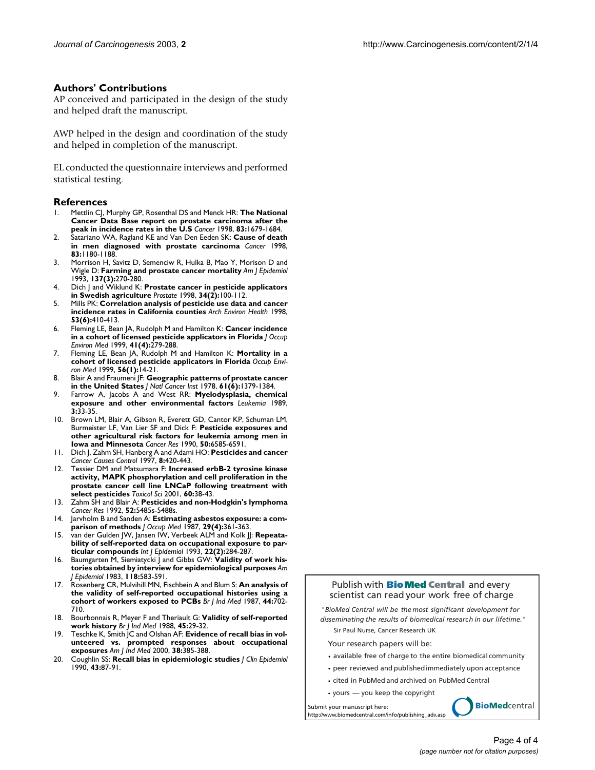## Authors' Contributions

AP conceived and participated in the design of the study and helped draft the manuscript.

AWP helped in the design and coordination of the study and helped in completion of the manuscript.

EL conducted the questionnaire interviews and performed statistical testing.

## References

1. Mettlin CJ, Murphy GP, Rosenthal DS and Menck HR: **The National Cancer Data Base report on prostate carcinoma after the peak in incidence rates in the U.S** *Cancer* 1998, **83:**1679-1684.
2. Satariano WA, Ragland KE and Van Den Eeden SK: **Cause of death in men diagnosed with prostate carcinoma** *Cancer* 1998, **83:**1180-1188.
3. Morrison H, Savitz D, Semenciw R, Hulka B, Mao Y, Morison D and Wigle D: **Farming and prostate cancer mortality** *Am J Epidemiol* 1993, **137(3):**270-280.
4. Dich J and Wiklund K: **Prostate cancer in pesticide applicators in Swedish agriculture** *Prostate* 1998, **34(2):**100-112.
5. Mills PK: **Correlation analysis of pesticide use data and cancer incidence rates in California counties** *Arch Environ Health* 1998, **53(6):**410-413.
6. Fleming LE, Bean JA, Rudolph M and Hamilton K: **Cancer incidence in a cohort of licensed pesticide applicators in Florida** *J Occup Environ Med* 1999, **41(4):**279-288.
7. Fleming LE, Bean JA, Rudolph M and Hamilton K: **Mortality in a cohort of licensed pesticide applicators in Florida** *Occup Environ Med* 1999, **56(1):**14-21.
8. Blair A and Fraumeni JF: **Geographic patterns of prostate cancer in the United States** *J Natl Cancer Inst* 1978, **61(6):**1379-1384.
9. Farrow A, Jacobs A and West RR: **Myelodysplasia, chemical exposure and other environmental factors** *Leukemia* 1989, **3:**33-35.
10. Brown LM, Blair A, Gibson R, Everett GD, Cantor KP, Schuman LM, Burmeister LF, Van Lier SF and Dick F: **Pesticide exposures and other agricultural risk factors for leukemia among men in Iowa and Minnesota** *Cancer Res* 1990, **50:**6585-6591.
11. Dich J, Zahm SH, Hanberg A and Adami HO: **Pesticides and cancer** *Cancer Causes Control* 1997, **8:**420-443.
12. Tessier DM and Matsumara F: **Increased erbB-2 tyrosine kinase activity, MAPK phosphorylation and cell proliferation in the prostate cancer cell line LNCaP following treatment with select pesticides** *Toxicol Sci* 2001, **60:**38-43.
13. Zahm SH and Blair A: **Pesticides and non-Hodgkin's lymphoma** *Cancer Res* 1992, **52:**5485s-5488s.
14. Jarvholm B and Sanden A: **Estimating asbestos exposure: a comparison of methods** *J Occup Med* 1987, **29(4):**361-363.
15. van der Gulden JW, Jansen IW, Verbeek ALM and Kolk JJ: **Repeatability of self-reported data on occupational exposure to particular compounds** *Int J Epidemiol* 1993, **22(2):**284-287.
16. Baumgarten M, Siemiatycki J and Gibbs GW: **Validity of work histories obtained by interview for epidemiological purposes** *Am J Epidemiol* 1983, **118:**583-591.
17. Rosenberg CR, Mulvihill MN, Fischbein A and Blum S: **An analysis of the validity of self-reported occupational histories using a cohort of workers exposed to PCBs** *Br J Ind Med* 1987, **44:**702-710.
18. Bourbonnais R, Meyer F and Theriault G: **Validity of self-reported work history** *Br J Ind Med* 1988, **45:**29-32.
19. Teschke K, Smith JC and Olshan AF: **Evidence of recall bias in volunteered vs. prompted responses about occupational exposures** *Am J Ind Med* 2000, **38:**385-388.
20. Coughlin SS: **Recall bias in epidemiologic studies** *J Clin Epidemiol* 1990, **43:**87-91.

Publish with **BioMed Central** and every scientist can read your work free of charge

*"BioMed Central will be the most significant development for disseminating the results of biomedical research in our lifetime."*
Sir Paul Nurse, Cancer Research UK

Your research papers will be:

- available free of charge to the entire biomedical community
- peer reviewed and published immediately upon acceptance
- cited in PubMed and archived on PubMed Central
- yours — you keep the copyright

Submit your manuscript here:
http://www.biomedcentral.com/info/publishing_adv.asp

BioMedcentral